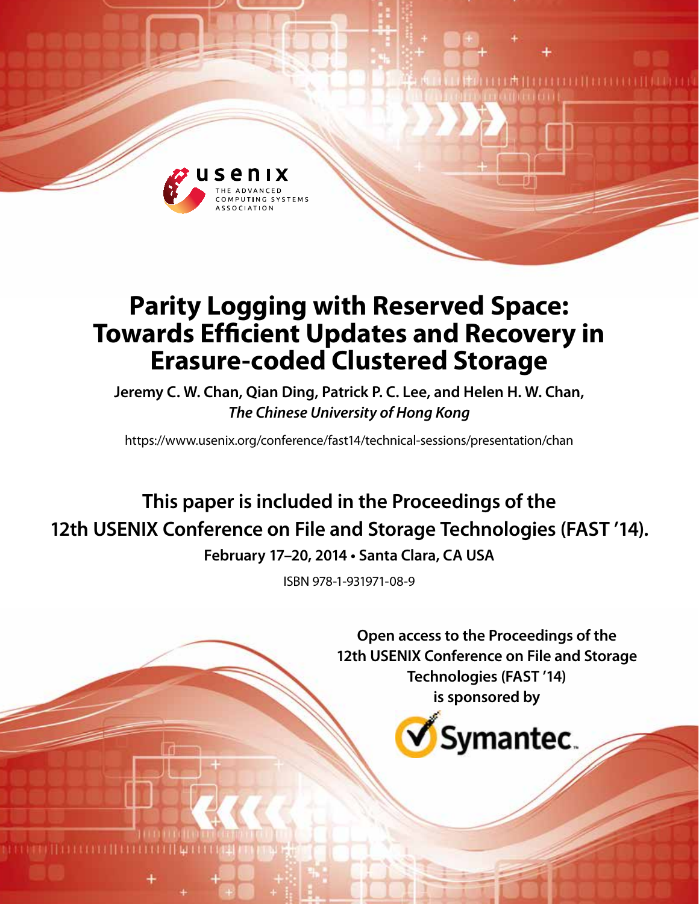# Parity Logging with Reserved Space: Towards Efficient Updates and Recovery in Erasure-coded Clustered Storage

**Jeremy C. W. Chan, Qian Ding, Patrick P. C. Lee, and Helen H. W. Chan,** ***The Chinese University of Hong Kong***

https://www.usenix.org/conference/fast14/technical-sessions/presentation/chan

**This paper is included in the Proceedings of the 12th USENIX Conference on File and Storage Technologies (FAST '14).**

**February 17–20, 2014 • Santa Clara, CA USA**

ISBN 978-1-931971-08-9

**Open access to the Proceedings of the 12th USENIX Conference on File and Storage Technologies (FAST '14) is sponsored by**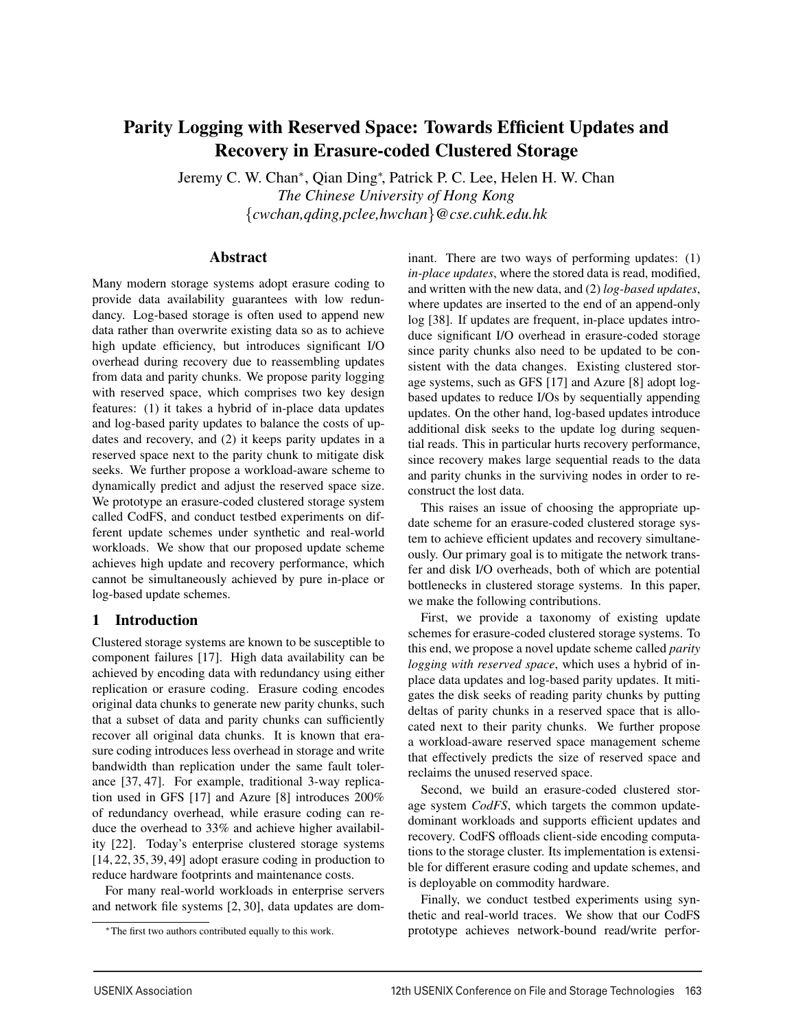# Parity Logging with Reserved Space: Towards Efficient Updates and Recovery in Erasure-coded Clustered Storage

Jeremy C. W. Chan*, Qian Ding*, Patrick P. C. Lee, Helen H. W. Chan

*The Chinese University of Hong Kong*

{*cwchan,qding,pclee,hwchan*}@*cse.cuhk.edu.hk*

## Abstract

Many modern storage systems adopt erasure coding to provide data availability guarantees with low redundancy. Log-based storage is often used to append new data rather than overwrite existing data so as to achieve high update efficiency, but introduces significant I/O overhead during recovery due to reassembling updates from data and parity chunks. We propose parity logging with reserved space, which comprises two key design features: (1) it takes a hybrid of in-place data updates and log-based parity updates to balance the costs of updates and recovery, and (2) it keeps parity updates in a reserved space next to the parity chunk to mitigate disk seeks. We further propose a workload-aware scheme to dynamically predict and adjust the reserved space size. We prototype an erasure-coded clustered storage system called CodFS, and conduct testbed experiments on different update schemes under synthetic and real-world workloads. We show that our proposed update scheme achieves high update and recovery performance, which cannot be simultaneously achieved by pure in-place or log-based update schemes.

## 1 Introduction

Clustered storage systems are known to be susceptible to component failures [17]. High data availability can be achieved by encoding data with redundancy using either replication or erasure coding. Erasure coding encodes original data chunks to generate new parity chunks, such that a subset of data and parity chunks can sufficiently recover all original data chunks. It is known that erasure coding introduces less overhead in storage and write bandwidth than replication under the same fault tolerance [37, 47]. For example, traditional 3-way replication used in GFS [17] and Azure [8] introduces 200% of redundancy overhead, while erasure coding can reduce the overhead to 33% and achieve higher availability [22]. Today's enterprise clustered storage systems [14, 22, 35, 39, 49] adopt erasure coding in production to reduce hardware footprints and maintenance costs.

For many real-world workloads in enterprise servers and network file systems [2, 30], data updates are dominant. There are two ways of performing updates: (1) *in-place updates*, where the stored data is read, modified, and written with the new data, and (2) *log-based updates*, where updates are inserted to the end of an append-only log [38]. If updates are frequent, in-place updates introduce significant I/O overhead in erasure-coded storage since parity chunks also need to be updated to be consistent with the data changes. Existing clustered storage systems, such as GFS [17] and Azure [8] adopt log-based updates to reduce I/Os by sequentially appending updates. On the other hand, log-based updates introduce additional disk seeks to the update log during sequential reads. This in particular hurts recovery performance, since recovery makes large sequential reads to the data and parity chunks in the surviving nodes in order to reconstruct the lost data.

This raises an issue of choosing the appropriate update scheme for an erasure-coded clustered storage system to achieve efficient updates and recovery simultaneously. Our primary goal is to mitigate the network transfer and disk I/O overheads, both of which are potential bottlenecks in clustered storage systems. In this paper, we make the following contributions.

First, we provide a taxonomy of existing update schemes for erasure-coded clustered storage systems. To this end, we propose a novel update scheme called *parity logging with reserved space*, which uses a hybrid of in-place data updates and log-based parity updates. It mitigates the disk seeks of reading parity chunks by putting deltas of parity chunks in a reserved space that is allocated next to their parity chunks. We further propose a workload-aware reserved space management scheme that effectively predicts the size of reserved space and reclaims the unused reserved space.

Second, we build an erasure-coded clustered storage system *CodFS*, which targets the common update-dominant workloads and supports efficient updates and recovery. CodFS offloads client-side encoding computations to the storage cluster. Its implementation is extensible for different erasure coding and update schemes, and is deployable on commodity hardware.

Finally, we conduct testbed experiments using synthetic and real-world traces. We show that our CodFS prototype achieves network-bound read/write perfor-

*The first two authors contributed equally to this work.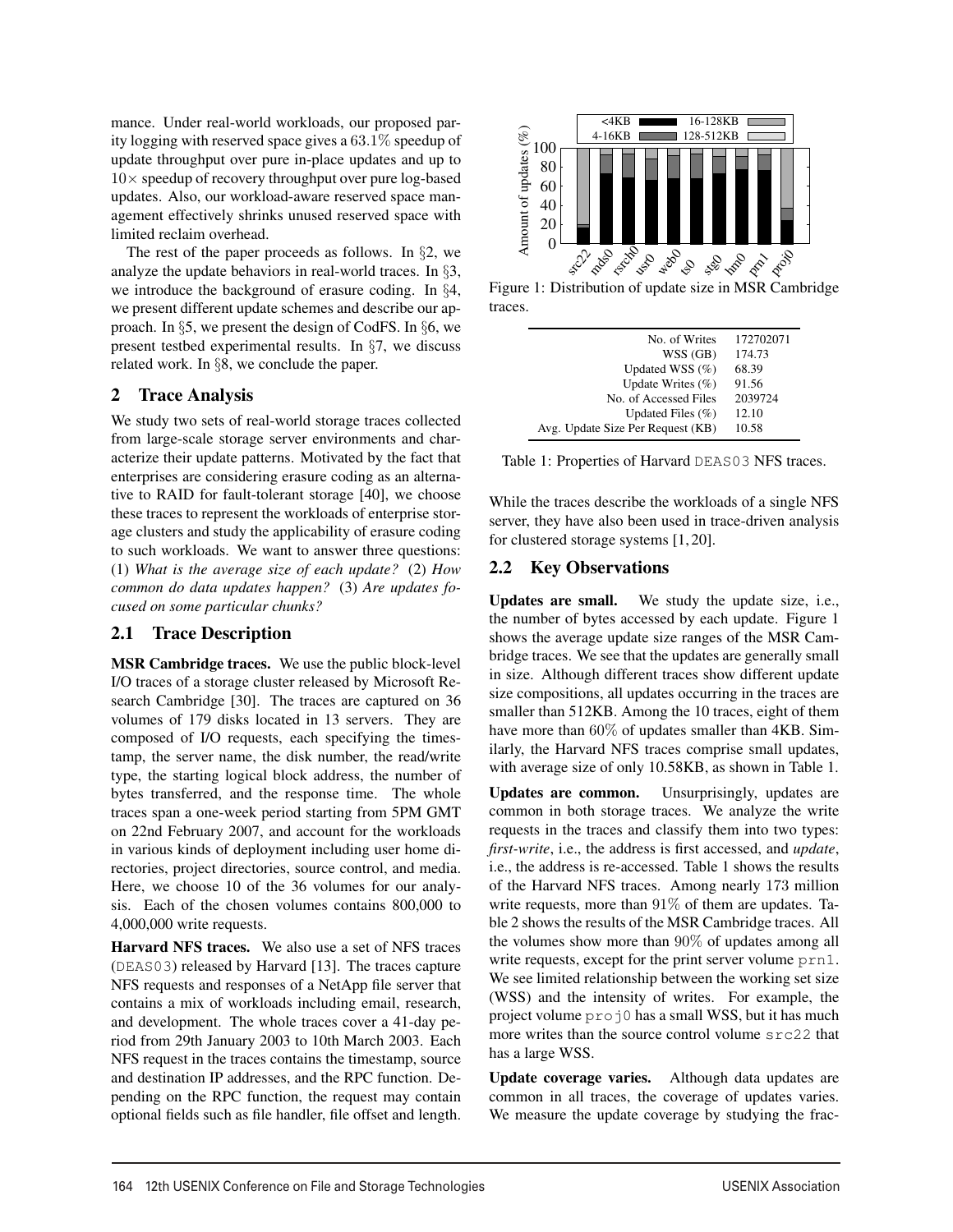mance. Under real-world workloads, our proposed parity logging with reserved space gives a 63.1% speedup of update throughput over pure in-place updates and up to $10\times$ speedup of recovery throughput over pure log-based updates. Also, our workload-aware reserved space management effectively shrinks unused reserved space with limited reclaim overhead.

The rest of the paper proceeds as follows. In §2, we analyze the update behaviors in real-world traces. In §3, we introduce the background of erasure coding. In §4, we present different update schemes and describe our approach. In §5, we present the design of CodFS. In §6, we present testbed experimental results. In §7, we discuss related work. In §8, we conclude the paper.

## 2 Trace Analysis

We study two sets of real-world storage traces collected from large-scale storage server environments and characterize their update patterns. Motivated by the fact that enterprises are considering erasure coding as an alternative to RAID for fault-tolerant storage [40], we choose these traces to represent the workloads of enterprise storage clusters and study the applicability of erasure coding to such workloads. We want to answer three questions: (1) *What is the average size of each update?* (2) *How common do data updates happen?* (3) *Are updates focused on some particular chunks?*

### 2.1 Trace Description

**MSR Cambridge traces.** We use the public block-level I/O traces of a storage cluster released by Microsoft Research Cambridge [30]. The traces are captured on 36 volumes of 179 disks located in 13 servers. They are composed of I/O requests, each specifying the timestamp, the server name, the disk number, the read/write type, the starting logical block address, the number of bytes transferred, and the response time. The whole traces span a one-week period starting from 5PM GMT on 22nd February 2007, and account for the workloads in various kinds of deployment including user home directories, project directories, source control, and media. Here, we choose 10 of the 36 volumes for our analysis. Each of the chosen volumes contains 800,000 to 4,000,000 write requests.

**Harvard NFS traces.** We also use a set of NFS traces (DEAS03) released by Harvard [13]. The traces capture NFS requests and responses of a NetApp file server that contains a mix of workloads including email, research, and development. The whole traces cover a 41-day period from 29th January 2003 to 10th March 2003. Each NFS request in the traces contains the timestamp, source and destination IP addresses, and the RPC function. Depending on the RPC function, the request may contain optional fields such as file handler, file offset and length.

Figure 1: Distribution of update size in MSR Cambridge traces.

| | |
|---|---|
| No. of Writes | 172702071 |
| WSS (GB) | 174.73 |
| Updated WSS (%) | 68.39 |
| Update Writes (%) | 91.56 |
| No. of Accessed Files | 2039724 |
| Updated Files (%) | 12.10 |
| Avg. Update Size Per Request (KB) | 10.58 |

Table 1: Properties of Harvard DEAS03 NFS traces.

While the traces describe the workloads of a single NFS server, they have also been used in trace-driven analysis for clustered storage systems [1, 20].

### 2.2 Key Observations

**Updates are small.** We study the update size, i.e., the number of bytes accessed by each update. Figure 1 shows the average update size ranges of the MSR Cambridge traces. We see that the updates are generally small in size. Although different traces show different update size compositions, all updates occurring in the traces are smaller than 512KB. Among the 10 traces, eight of them have more than 60% of updates smaller than 4KB. Similarly, the Harvard NFS traces comprise small updates, with average size of only 10.58KB, as shown in Table 1.

**Updates are common.** Unsurprisingly, updates are common in both storage traces. We analyze the write requests in the traces and classify them into two types: *first-write*, i.e., the address is first accessed, and *update*, i.e., the address is re-accessed. Table 1 shows the results of the Harvard NFS traces. Among nearly 173 million write requests, more than 91% of them are updates. Table 2 shows the results of the MSR Cambridge traces. All the volumes show more than 90% of updates among all write requests, except for the print server volume prn1. We see limited relationship between the working set size (WSS) and the intensity of writes. For example, the project volume proj0 has a small WSS, but it has much more writes than the source control volume src22 that has a large WSS.

**Update coverage varies.** Although data updates are common in all traces, the coverage of updates varies. We measure the update coverage by studying the frac-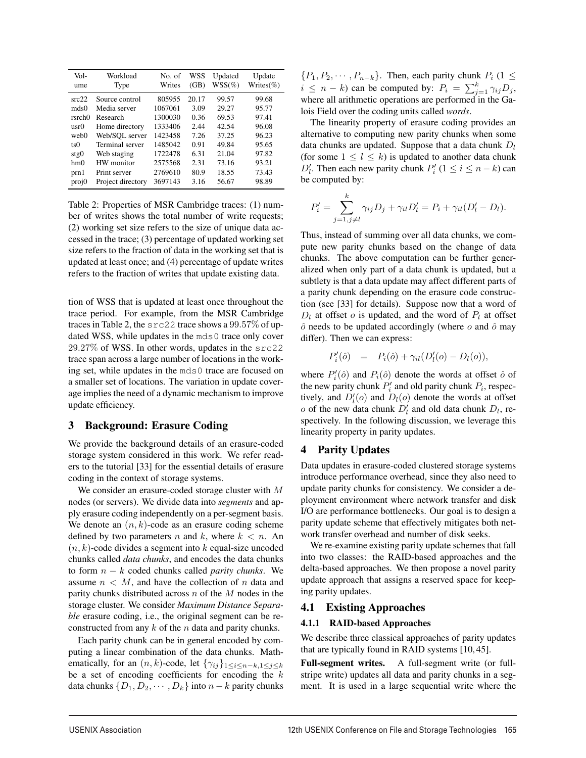| Volume | Workload Type | No. of Writes | WSS (GB) | Updated WSS(%) | Update Writes(%) |
|---|---|---|---|---|---|
| src22 | Source control | 805955 | 20.17 | 99.57 | 99.68 |
| mds0 | Media server | 1067061 | 3.09 | 29.27 | 95.77 |
| rsrch0 | Research | 1300030 | 0.36 | 69.53 | 97.41 |
| usr0 | Home directory | 1333406 | 2.44 | 42.54 | 96.08 |
| web0 | Web/SQL server | 1423458 | 7.26 | 37.25 | 96.23 |
| ts0 | Terminal server | 1485042 | 0.91 | 49.84 | 95.65 |
| stg0 | Web staging | 1722478 | 6.31 | 21.04 | 97.82 |
| hm0 | HW monitor | 2575568 | 2.31 | 73.16 | 93.21 |
| prn1 | Print server | 2769610 | 80.9 | 18.55 | 73.43 |
| proj0 | Project directory | 3697143 | 3.16 | 56.67 | 98.89 |

Table 2: Properties of MSR Cambridge traces: (1) number of writes shows the total number of write requests; (2) working set size refers to the size of unique data accessed in the trace; (3) percentage of updated working set size refers to the fraction of data in the working set that is updated at least once; and (4) percentage of update writes refers to the fraction of writes that update existing data.

tion of WSS that is updated at least once throughout the trace period. For example, from the MSR Cambridge traces in Table 2, the src22 trace shows a 99.57% of updated WSS, while updates in the mds0 trace only cover 29.27% of WSS. In other words, updates in the src22 trace span across a large number of locations in the working set, while updates in the mds0 trace are focused on a smaller set of locations. The variation in update coverage implies the need of a dynamic mechanism to improve update efficiency.

## 3 Background: Erasure Coding

We provide the background details of an erasure-coded storage system considered in this work. We refer readers to the tutorial [33] for the essential details of erasure coding in the context of storage systems.

We consider an erasure-coded storage cluster with $M$ nodes (or servers). We divide data into *segments* and apply erasure coding independently on a per-segment basis. We denote an $(n,k)$-code as an erasure coding scheme defined by two parameters $n$ and $k$, where $k < n$. An $(n,k)$-code divides a segment into $k$ equal-size uncoded chunks called *data chunks*, and encodes the data chunks to form $n-k$ coded chunks called *parity chunks*. We assume $n < M$, and have the collection of $n$ data and parity chunks distributed across $n$ of the $M$ nodes in the storage cluster. We consider *Maximum Distance Separable* erasure coding, i.e., the original segment can be reconstructed from any $k$ of the $n$ data and parity chunks.

Each parity chunk can be in general encoded by computing a linear combination of the data chunks. Mathematically, for an $(n,k)$-code, let $\{\gamma_{ij}\}_{1\le i\le n-k, 1\le j\le k}$ be a set of encoding coefficients for encoding the $k$ data chunks $\{D_1, D_2, \cdots, D_k\}$ into $n-k$ parity chunks $\{P_1, P_2, \cdots, P_{n-k}\}$. Then, each parity chunk $P_i$ ($1 \le i \le n-k$) can be computed by: $P_i = \sum_{j=1}^{k} \gamma_{ij} D_j$, where all arithmetic operations are performed in the Galois Field over the coding units called *words*.

The linearity property of erasure coding provides an alternative to computing new parity chunks when some data chunks are updated. Suppose that a data chunk $D_l$ (for some $1 \le l \le k$) is updated to another data chunk $D'_l$. Then each new parity chunk $P'_i$ ($1 \le i \le n-k$) can be computed by:

$$P'_i = \sum_{j=1, j\ne l}^{k} \gamma_{ij} D_j + \gamma_{il} D'_l = P_i + \gamma_{il}(D'_l - D_l).$$

Thus, instead of summing over all data chunks, we compute new parity chunks based on the change of data chunks. The above computation can be further generalized when only part of a data chunk is updated, but a subtlety is that a data update may affect different parts of a parity chunk depending on the erasure code construction (see [33] for details). Suppose now that a word of $D_l$ at offset $o$ is updated, and the word of $P_i$ at offset $\hat{o}$ needs to be updated accordingly (where $o$ and $\hat{o}$ may differ). Then we can express:

$$P'_i(\hat{o}) \;\; = \;\; P_i(\hat{o}) + \gamma_{il}(D'_l(o) - D_l(o)),$$

where $P'_i(\hat{o})$ and $P_i(\hat{o})$ denote the words at offset $\hat{o}$ of the new parity chunk $P'_i$ and old parity chunk $P_i$, respectively, and $D'_l(o)$ and $D_l(o)$ denote the words at offset $o$ of the new data chunk $D'_l$ and old data chunk $D_l$, respectively. In the following discussion, we leverage this linearity property in parity updates.

## 4 Parity Updates

Data updates in erasure-coded clustered storage systems introduce performance overhead, since they also need to update parity chunks for consistency. We consider a deployment environment where network transfer and disk I/O are performance bottlenecks. Our goal is to design a parity update scheme that effectively mitigates both network transfer overhead and number of disk seeks.

We re-examine existing parity update schemes that fall into two classes: the RAID-based approaches and the delta-based approaches. We then propose a novel parity update approach that assigns a reserved space for keeping parity updates.

### 4.1 Existing Approaches

#### 4.1.1 RAID-based Approaches

We describe three classical approaches of parity updates that are typically found in RAID systems [10, 45].

**Full-segment writes.** A full-segment write (or full-stripe write) updates all data and parity chunks in a segment. It is used in a large sequential write where the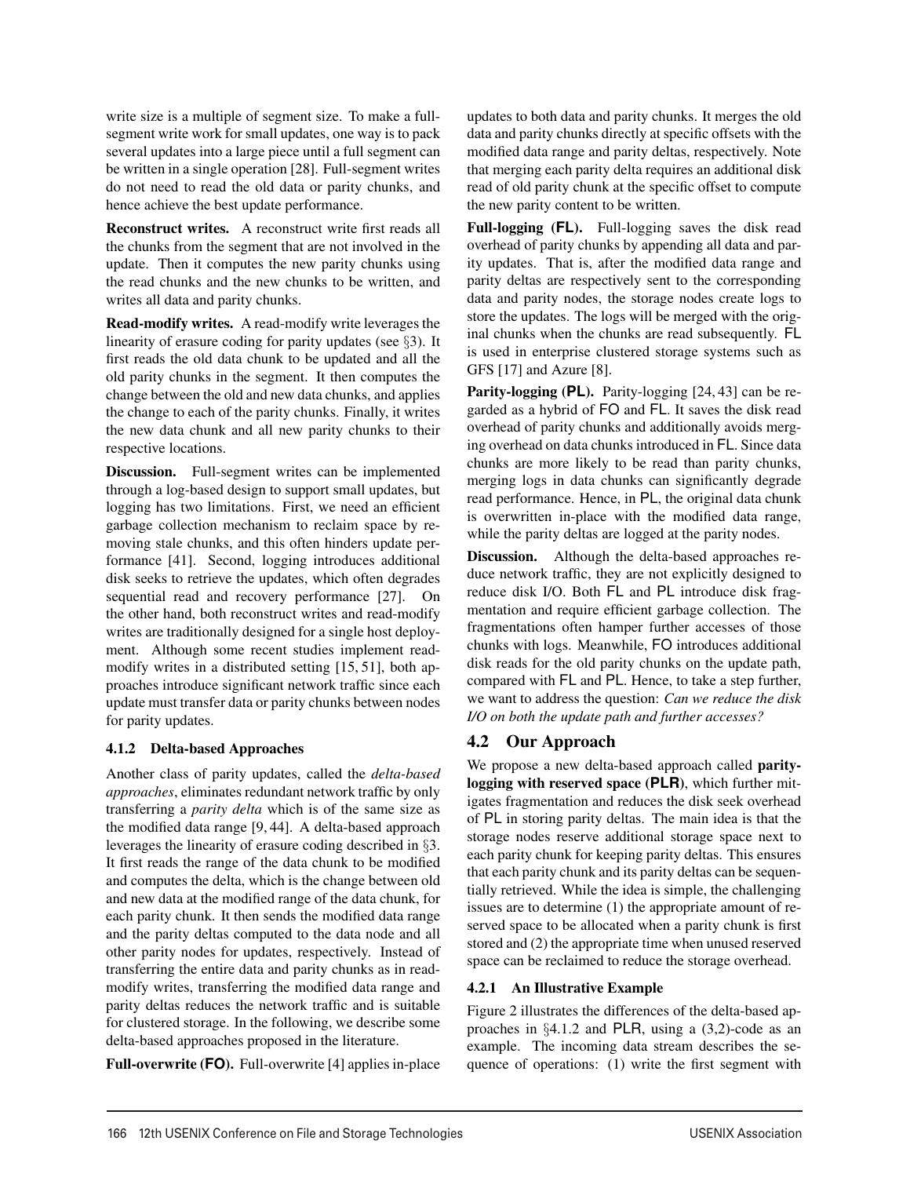write size is a multiple of segment size. To make a full-segment write work for small updates, one way is to pack several updates into a large piece until a full segment can be written in a single operation [28]. Full-segment writes do not need to read the old data or parity chunks, and hence achieve the best update performance.

**Reconstruct writes.** A reconstruct write first reads all the chunks from the segment that are not involved in the update. Then it computes the new parity chunks using the read chunks and the new chunks to be written, and writes all data and parity chunks.

**Read-modify writes.** A read-modify write leverages the linearity of erasure coding for parity updates (see §3). It first reads the old data chunk to be updated and all the old parity chunks in the segment. It then computes the change between the old and new data chunks, and applies the change to each of the parity chunks. Finally, it writes the new data chunk and all new parity chunks to their respective locations.

**Discussion.** Full-segment writes can be implemented through a log-based design to support small updates, but logging has two limitations. First, we need an efficient garbage collection mechanism to reclaim space by removing stale chunks, and this often hinders update performance [41]. Second, logging introduces additional disk seeks to retrieve the updates, which often degrades sequential read and recovery performance [27]. On the other hand, both reconstruct writes and read-modify writes are traditionally designed for a single host deployment. Although some recent studies implement read-modify writes in a distributed setting [15, 51], both approaches introduce significant network traffic since each update must transfer data or parity chunks between nodes for parity updates.

#### 4.1.2 Delta-based Approaches

Another class of parity updates, called the *delta-based approaches*, eliminates redundant network traffic by only transferring a *parity delta* which is of the same size as the modified data range [9, 44]. A delta-based approach leverages the linearity of erasure coding described in §3. It first reads the range of the data chunk to be modified and computes the delta, which is the change between old and new data at the modified range of the data chunk, for each parity chunk. It then sends the modified data range and the parity deltas computed to the data node and all other parity nodes for updates, respectively. Instead of transferring the entire data and parity chunks as in read-modify writes, transferring the modified data range and parity deltas reduces the network traffic and is suitable for clustered storage. In the following, we describe some delta-based approaches proposed in the literature.

**Full-overwrite (FO).** Full-overwrite [4] applies in-place updates to both data and parity chunks. It merges the old data and parity chunks directly at specific offsets with the modified data range and parity deltas, respectively. Note that merging each parity delta requires an additional disk read of old parity chunk at the specific offset to compute the new parity content to be written.

**Full-logging (FL).** Full-logging saves the disk read overhead of parity chunks by appending all data and parity updates. That is, after the modified data range and parity deltas are respectively sent to the corresponding data and parity nodes, the storage nodes create logs to store the updates. The logs will be merged with the original chunks when the chunks are read subsequently. FL is used in enterprise clustered storage systems such as GFS [17] and Azure [8].

**Parity-logging (PL).** Parity-logging [24, 43] can be regarded as a hybrid of FO and FL. It saves the disk read overhead of parity chunks and additionally avoids merging overhead on data chunks introduced in FL. Since data chunks are more likely to be read than parity chunks, merging logs in data chunks can significantly degrade read performance. Hence, in PL, the original data chunk is overwritten in-place with the modified data range, while the parity deltas are logged at the parity nodes.

**Discussion.** Although the delta-based approaches reduce network traffic, they are not explicitly designed to reduce disk I/O. Both FL and PL introduce disk fragmentation and require efficient garbage collection. The fragmentations often hamper further accesses of those chunks with logs. Meanwhile, FO introduces additional disk reads for the old parity chunks on the update path, compared with FL and PL. Hence, to take a step further, we want to address the question: *Can we reduce the disk I/O on both the update path and further accesses?*

### 4.2 Our Approach

We propose a new delta-based approach called **parity-logging with reserved space (PLR)**, which further mitigates fragmentation and reduces the disk seek overhead of PL in storing parity deltas. The main idea is that the storage nodes reserve additional storage space next to each parity chunk for keeping parity deltas. This ensures that each parity chunk and its parity deltas can be sequentially retrieved. While the idea is simple, the challenging issues are to determine (1) the appropriate amount of reserved space to be allocated when a parity chunk is first stored and (2) the appropriate time when unused reserved space can be reclaimed to reduce the storage overhead.

#### 4.2.1 An Illustrative Example

Figure 2 illustrates the differences of the delta-based approaches in §4.1.2 and PLR, using a (3,2)-code as an example. The incoming data stream describes the sequence of operations: (1) write the first segment with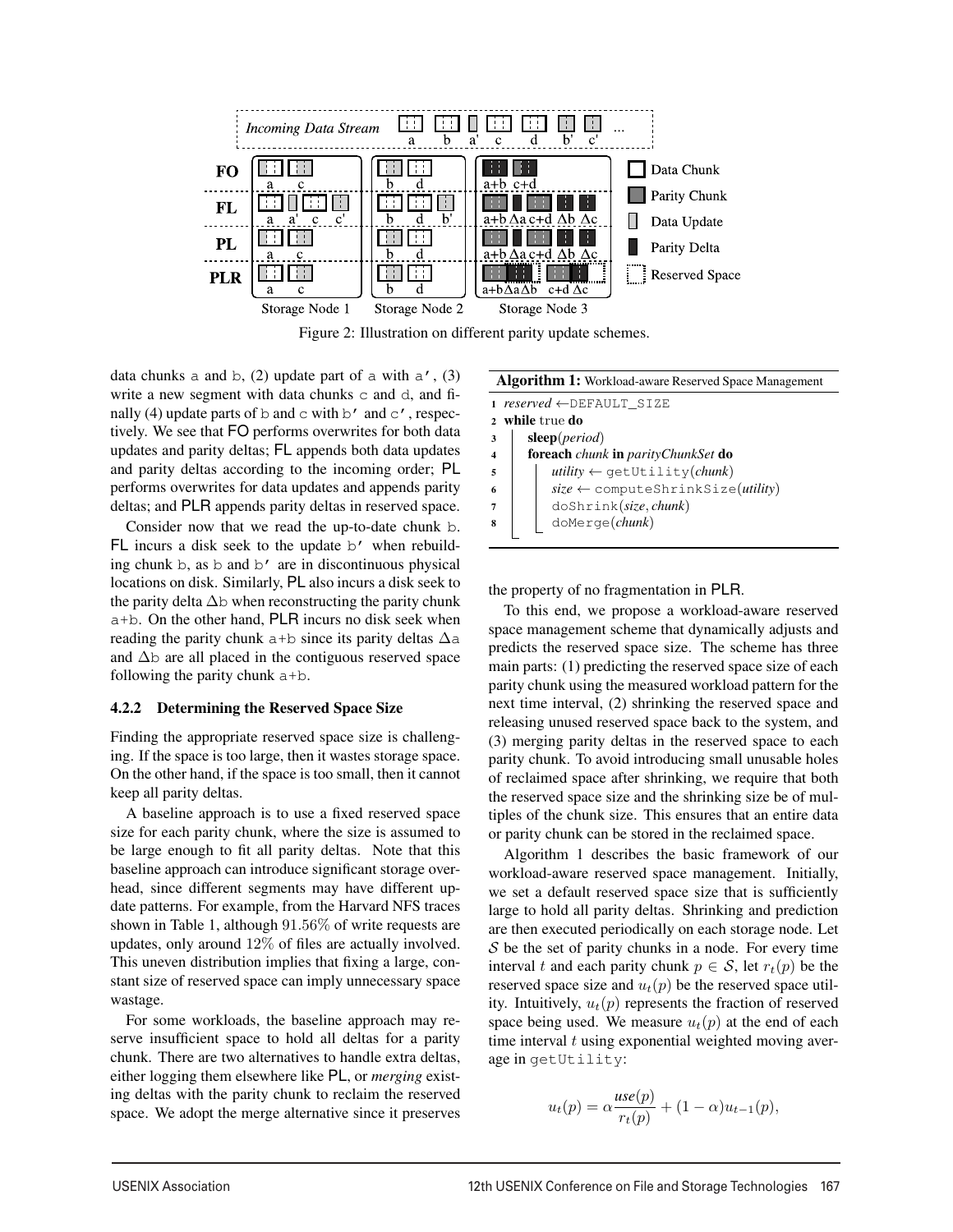Figure 2: Illustration on different parity update schemes.

data chunks a and b, (2) update part of a with a', (3) write a new segment with data chunks c and d, and finally (4) update parts of b and c with b' and c', respectively. We see that FO performs overwrites for both data updates and parity deltas; FL appends both data updates and parity deltas according to the incoming order; PL performs overwrites for data updates and appends parity deltas; and PLR appends parity deltas in reserved space.

Consider now that we read the up-to-date chunk b. FL incurs a disk seek to the update b' when rebuilding chunk b, as b and b' are in discontinuous physical locations on disk. Similarly, PL also incurs a disk seek to the parity delta $\Delta$b when reconstructing the parity chunk a+b. On the other hand, PLR incurs no disk seek when reading the parity chunk a+b since its parity deltas $\Delta$a and $\Delta$b are all placed in the contiguous reserved space following the parity chunk a+b.

#### 4.2.2 Determining the Reserved Space Size

Finding the appropriate reserved space size is challenging. If the space is too large, then it wastes storage space. On the other hand, if the space is too small, then it cannot keep all parity deltas.

A baseline approach is to use a fixed reserved space size for each parity chunk, where the size is assumed to be large enough to fit all parity deltas. Note that this baseline approach can introduce significant storage overhead, since different segments may have different update patterns. For example, from the Harvard NFS traces shown in Table 1, although 91.56% of write requests are updates, only around 12% of files are actually involved. This uneven distribution implies that fixing a large, constant size of reserved space can imply unnecessary space wastage.

For some workloads, the baseline approach may reserve insufficient space to hold all deltas for a parity chunk. There are two alternatives to handle extra deltas, either logging them elsewhere like PL, or *merging* existing deltas with the parity chunk to reclaim the reserved space. We adopt the merge alternative since it preserves the property of no fragmentation in PLR.

**Algorithm 1:** Workload-aware Reserved Space Management

```
1 reserved ← DEFAULT_SIZE
2 while true do
3     sleep(period)
4     foreach chunk in parityChunkSet do
5         utility ← getUtility(chunk)
6         size ← computeShrinkSize(utility)
7         doShrink(size, chunk)
8         doMerge(chunk)
```

To this end, we propose a workload-aware reserved space management scheme that dynamically adjusts and predicts the reserved space size. The scheme has three main parts: (1) predicting the reserved space size of each parity chunk using the measured workload pattern for the next time interval, (2) shrinking the reserved space and releasing unused reserved space back to the system, and (3) merging parity deltas in the reserved space to each parity chunk. To avoid introducing small unusable holes of reclaimed space after shrinking, we require that both the reserved space size and the shrinking size be of multiples of the chunk size. This ensures that an entire data or parity chunk can be stored in the reclaimed space.

Algorithm 1 describes the basic framework of our workload-aware reserved space management. Initially, we set a default reserved space size that is sufficiently large to hold all parity deltas. Shrinking and prediction are then executed periodically on each storage node. Let $\mathcal{S}$ be the set of parity chunks in a node. For every time interval $t$ and each parity chunk $p \in \mathcal{S}$, let $r_t(p)$ be the reserved space size and $u_t(p)$ be the reserved space utility. Intuitively, $u_t(p)$ represents the fraction of reserved space being used. We measure $u_t(p)$ at the end of each time interval $t$ using exponential weighted moving average in getUtility:

$$u_t(p) = \alpha \frac{use(p)}{r_t(p)} + (1 - \alpha) u_{t-1}(p),$$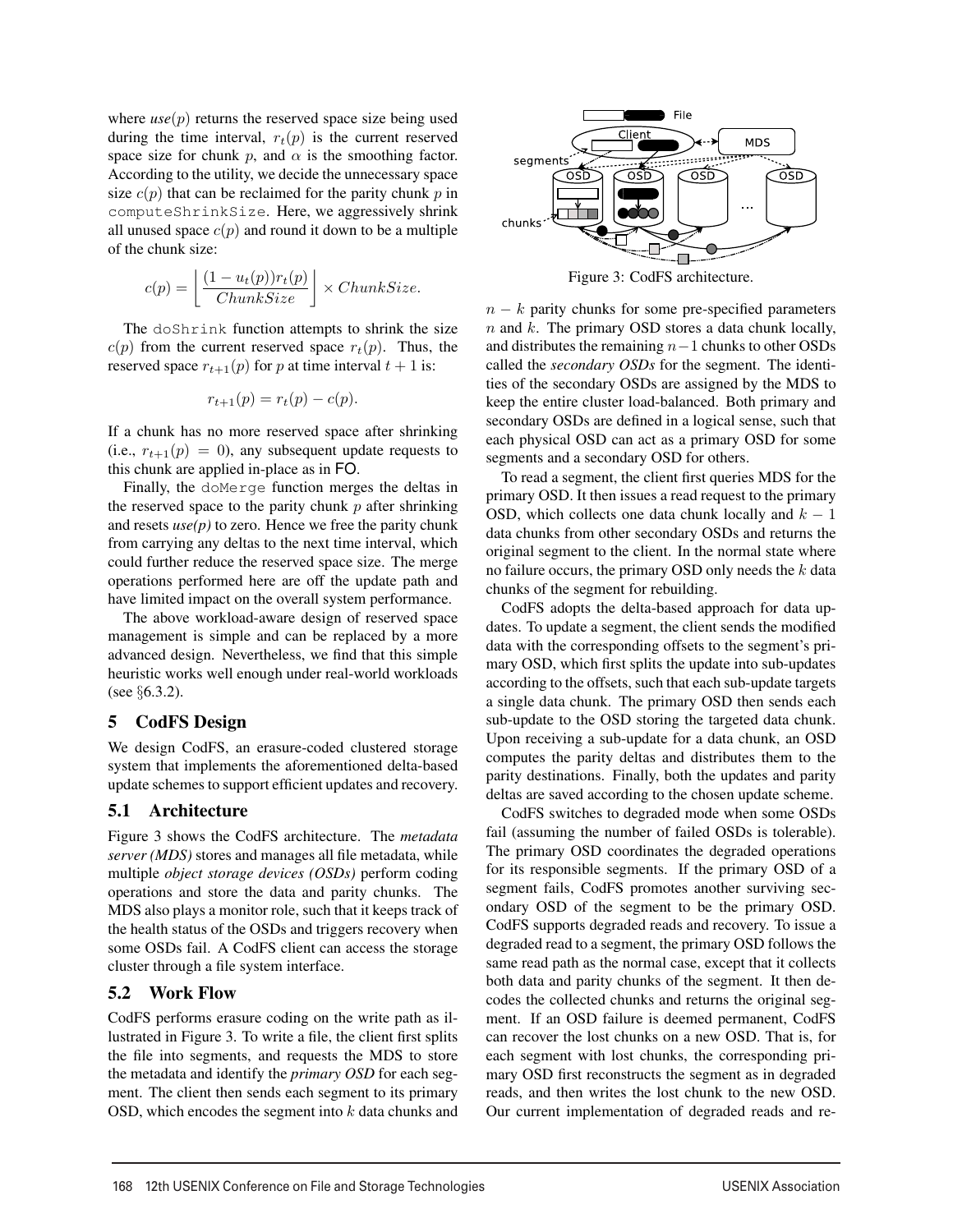where *use*$(p)$ returns the reserved space size being used during the time interval, $r_t(p)$ is the current reserved space size for chunk $p$, and $\alpha$ is the smoothing factor. According to the utility, we decide the unnecessary space size $c(p)$ that can be reclaimed for the parity chunk $p$ in `computeShrinkSize`. Here, we aggressively shrink all unused space $c(p)$ and round it down to be a multiple of the chunk size:

$$c(p) = \left\lfloor \frac{(1 - u_t(p))r_t(p)}{ChunkSize} \right\rfloor \times ChunkSize.$$

The `doShrink` function attempts to shrink the size $c(p)$ from the current reserved space $r_t(p)$. Thus, the reserved space $r_{t+1}(p)$ for $p$ at time interval $t + 1$ is:

$$r_{t+1}(p) = r_t(p) - c(p).$$

If a chunk has no more reserved space after shrinking (i.e., $r_{t+1}(p) = 0$), any subsequent update requests to this chunk are applied in-place as in FO.

Finally, the `doMerge` function merges the deltas in the reserved space to the parity chunk $p$ after shrinking and resets *use(p)* to zero. Hence we free the parity chunk from carrying any deltas to the next time interval, which could further reduce the reserved space size. The merge operations performed here are off the update path and have limited impact on the overall system performance.

The above workload-aware design of reserved space management is simple and can be replaced by a more advanced design. Nevertheless, we find that this simple heuristic works well enough under real-world workloads (see §6.3.2).

## 5 CodFS Design

We design CodFS, an erasure-coded clustered storage system that implements the aforementioned delta-based update schemes to support efficient updates and recovery.

### 5.1 Architecture

Figure 3 shows the CodFS architecture. The *metadata server (MDS)* stores and manages all file metadata, while multiple *object storage devices (OSDs)* perform coding operations and store the data and parity chunks. The MDS also plays a monitor role, such that it keeps track of the health status of the OSDs and triggers recovery when some OSDs fail. A CodFS client can access the storage cluster through a file system interface.

### 5.2 Work Flow

CodFS performs erasure coding on the write path as illustrated in Figure 3. To write a file, the client first splits the file into segments, and requests the MDS to store the metadata and identify the *primary OSD* for each segment. The client then sends each segment to its primary OSD, which encodes the segment into $k$ data chunks and $n - k$ parity chunks for some pre-specified parameters $n$ and $k$. The primary OSD stores a data chunk locally, and distributes the remaining $n-1$ chunks to other OSDs called the *secondary OSDs* for the segment. The identities of the secondary OSDs are assigned by the MDS to keep the entire cluster load-balanced. Both primary and secondary OSDs are defined in a logical sense, such that each physical OSD can act as a primary OSD for some segments and a secondary OSD for others.

Figure 3: CodFS architecture.

To read a segment, the client first queries MDS for the primary OSD. It then issues a read request to the primary OSD, which collects one data chunk locally and $k - 1$ data chunks from other secondary OSDs and returns the original segment to the client. In the normal state where no failure occurs, the primary OSD only needs the $k$ data chunks of the segment for rebuilding.

CodFS adopts the delta-based approach for data updates. To update a segment, the client sends the modified data with the corresponding offsets to the segment's primary OSD, which first splits the update into sub-updates according to the offsets, such that each sub-update targets a single data chunk. The primary OSD then sends each sub-update to the OSD storing the targeted data chunk. Upon receiving a sub-update for a data chunk, an OSD computes the parity deltas and distributes them to the parity destinations. Finally, both the updates and parity deltas are saved according to the chosen update scheme.

CodFS switches to degraded mode when some OSDs fail (assuming the number of failed OSDs is tolerable). The primary OSD coordinates the degraded operations for its responsible segments. If the primary OSD of a segment fails, CodFS promotes another surviving secondary OSD of the segment to be the primary OSD. CodFS supports degraded reads and recovery. To issue a degraded read to a segment, the primary OSD follows the same read path as the normal case, except that it collects both data and parity chunks of the segment. It then decodes the collected chunks and returns the original segment. If an OSD failure is deemed permanent, CodFS can recover the lost chunks on a new OSD. That is, for each segment with lost chunks, the corresponding primary OSD first reconstructs the segment as in degraded reads, and then writes the lost chunk to the new OSD. Our current implementation of degraded reads and re-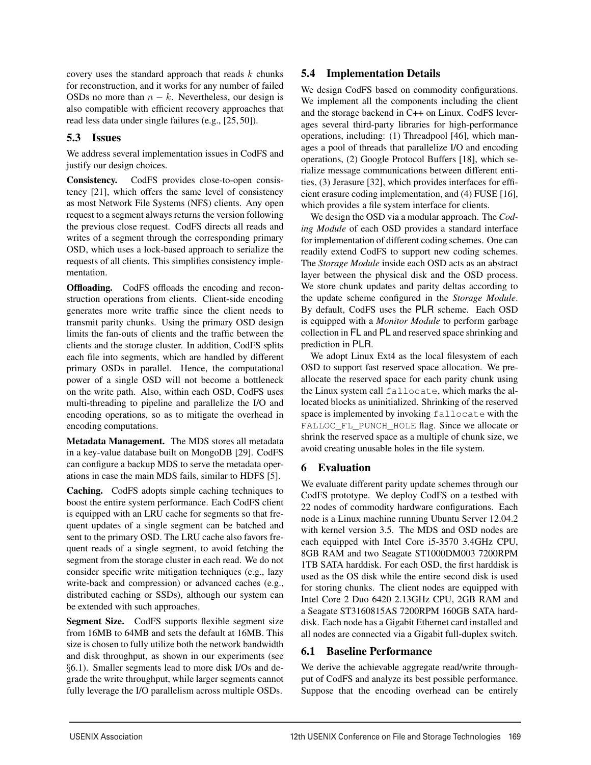covery uses the standard approach that reads $k$ chunks for reconstruction, and it works for any number of failed OSDs no more than $n - k$. Nevertheless, our design is also compatible with efficient recovery approaches that read less data under single failures (e.g., [25, 50]).

### 5.3 Issues

We address several implementation issues in CodFS and justify our design choices.

**Consistency.** CodFS provides close-to-open consistency [21], which offers the same level of consistency as most Network File Systems (NFS) clients. Any open request to a segment always returns the version following the previous close request. CodFS directs all reads and writes of a segment through the corresponding primary OSD, which uses a lock-based approach to serialize the requests of all clients. This simplifies consistency implementation.

**Offloading.** CodFS offloads the encoding and reconstruction operations from clients. Client-side encoding generates more write traffic since the client needs to transmit parity chunks. Using the primary OSD design limits the fan-outs of clients and the traffic between the clients and the storage cluster. In addition, CodFS splits each file into segments, which are handled by different primary OSDs in parallel. Hence, the computational power of a single OSD will not become a bottleneck on the write path. Also, within each OSD, CodFS uses multi-threading to pipeline and parallelize the I/O and encoding operations, so as to mitigate the overhead in encoding computations.

**Metadata Management.** The MDS stores all metadata in a key-value database built on MongoDB [29]. CodFS can configure a backup MDS to serve the metadata operations in case the main MDS fails, similar to HDFS [5].

**Caching.** CodFS adopts simple caching techniques to boost the entire system performance. Each CodFS client is equipped with an LRU cache for segments so that frequent updates of a single segment can be batched and sent to the primary OSD. The LRU cache also favors frequent reads of a single segment, to avoid fetching the segment from the storage cluster in each read. We do not consider specific write mitigation techniques (e.g., lazy write-back and compression) or advanced caches (e.g., distributed caching or SSDs), although our system can be extended with such approaches.

**Segment Size.** CodFS supports flexible segment size from 16MB to 64MB and sets the default at 16MB. This size is chosen to fully utilize both the network bandwidth and disk throughput, as shown in our experiments (see §6.1). Smaller segments lead to more disk I/Os and degrade the write throughput, while larger segments cannot fully leverage the I/O parallelism across multiple OSDs.

### 5.4 Implementation Details

We design CodFS based on commodity configurations. We implement all the components including the client and the storage backend in C++ on Linux. CodFS leverages several third-party libraries for high-performance operations, including: (1) Threadpool [46], which manages a pool of threads that parallelize I/O and encoding operations, (2) Google Protocol Buffers [18], which serialize message communications between different entities, (3) Jerasure [32], which provides interfaces for efficient erasure coding implementation, and (4) FUSE [16], which provides a file system interface for clients.

We design the OSD via a modular approach. The *Coding Module* of each OSD provides a standard interface for implementation of different coding schemes. One can readily extend CodFS to support new coding schemes. The *Storage Module* inside each OSD acts as an abstract layer between the physical disk and the OSD process. We store chunk updates and parity deltas according to the update scheme configured in the *Storage Module*. By default, CodFS uses the PLR scheme. Each OSD is equipped with a *Monitor Module* to perform garbage collection in FL and PL and reserved space shrinking and prediction in PLR.

We adopt Linux Ext4 as the local filesystem of each OSD to support fast reserved space allocation. We preallocate the reserved space for each parity chunk using the Linux system call `fallocate`, which marks the allocated blocks as uninitialized. Shrinking of the reserved space is implemented by invoking `fallocate` with the `FALLOC_FL_PUNCH_HOLE` flag. Since we allocate or shrink the reserved space as a multiple of chunk size, we avoid creating unusable holes in the file system.

## 6 Evaluation

We evaluate different parity update schemes through our CodFS prototype. We deploy CodFS on a testbed with 22 nodes of commodity hardware configurations. Each node is a Linux machine running Ubuntu Server 12.04.2 with kernel version 3.5. The MDS and OSD nodes are each equipped with Intel Core i5-3570 3.4GHz CPU, 8GB RAM and two Seagate ST1000DM003 7200RPM 1TB SATA harddisk. For each OSD, the first harddisk is used as the OS disk while the entire second disk is used for storing chunks. The client nodes are equipped with Intel Core 2 Duo 6420 2.13GHz CPU, 2GB RAM and a Seagate ST3160815AS 7200RPM 160GB SATA harddisk. Each node has a Gigabit Ethernet card installed and all nodes are connected via a Gigabit full-duplex switch.

### 6.1 Baseline Performance

We derive the achievable aggregate read/write throughput of CodFS and analyze its best possible performance. Suppose that the encoding overhead can be entirely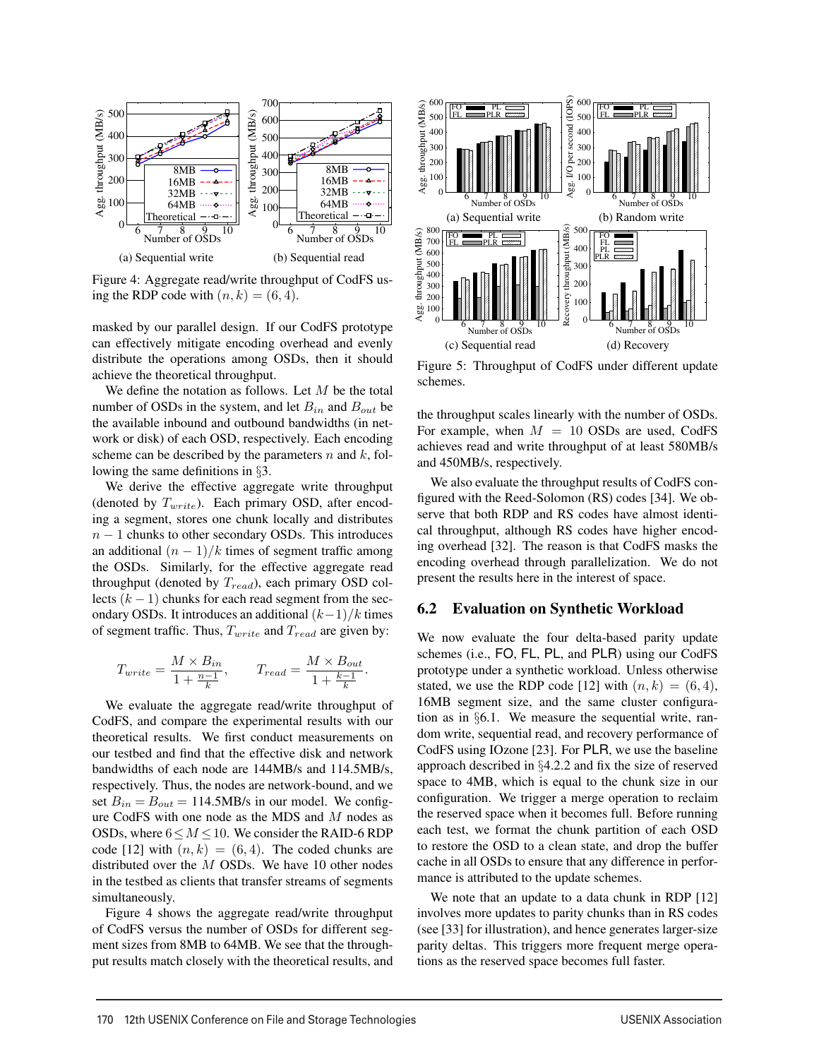Figure 4: Aggregate read/write throughput of CodFS using the RDP code with $(n,k) = (6,4)$.

masked by our parallel design. If our CodFS prototype can effectively mitigate encoding overhead and evenly distribute the operations among OSDs, then it should achieve the theoretical throughput.

We define the notation as follows. Let $M$ be the total number of OSDs in the system, and let $B_{in}$ and $B_{out}$ be the available inbound and outbound bandwidths (in network or disk) of each OSD, respectively. Each encoding scheme can be described by the parameters $n$ and $k$, following the same definitions in §3.

We derive the effective aggregate write throughput (denoted by $T_{write}$). Each primary OSD, after encoding a segment, stores one chunk locally and distributes $n-1$ chunks to other secondary OSDs. This introduces an additional $(n-1)/k$ times of segment traffic among the OSDs. Similarly, for the effective aggregate read throughput (denoted by $T_{read}$), each primary OSD collects $(k-1)$ chunks for each read segment from the secondary OSDs. It introduces an additional $(k-1)/k$ times of segment traffic. Thus, $T_{write}$ and $T_{read}$ are given by:

$$T_{write} = \frac{M \times B_{in}}{1 + \frac{n-1}{k}}, \qquad T_{read} = \frac{M \times B_{out}}{1 + \frac{k-1}{k}}.$$

We evaluate the aggregate read/write throughput of CodFS, and compare the experimental results with our theoretical results. We first conduct measurements on our testbed and find that the effective disk and network bandwidths of each node are 144MB/s and 114.5MB/s, respectively. Thus, the nodes are network-bound, and we set $B_{in} = B_{out} = 114.5$MB/s in our model. We configure CodFS with one node as the MDS and $M$ nodes as OSDs, where $6 \le M \le 10$. We consider the RAID-6 RDP code [12] with $(n,k) = (6,4)$. The coded chunks are distributed over the $M$ OSDs. We have 10 other nodes in the testbed as clients that transfer streams of segments simultaneously.

Figure 4 shows the aggregate read/write throughput of CodFS versus the number of OSDs for different segment sizes from 8MB to 64MB. We see that the throughput results match closely with the theoretical results, and the throughput scales linearly with the number of OSDs. For example, when $M = 10$ OSDs are used, CodFS achieves read and write throughput of at least 580MB/s and 450MB/s, respectively.

Figure 5: Throughput of CodFS under different update schemes.

We also evaluate the throughput results of CodFS configured with the Reed-Solomon (RS) codes [34]. We observe that both RDP and RS codes have almost identical throughput, although RS codes have higher encoding overhead [32]. The reason is that CodFS masks the encoding overhead through parallelization. We do not present the results here in the interest of space.

## 6.2 Evaluation on Synthetic Workload

We now evaluate the four delta-based parity update schemes (i.e., FO, FL, PL, and PLR) using our CodFS prototype under a synthetic workload. Unless otherwise stated, we use the RDP code [12] with $(n,k) = (6,4)$, 16MB segment size, and the same cluster configuration as in §6.1. We measure the sequential write, random write, sequential read, and recovery performance of CodFS using IOzone [23]. For PLR, we use the baseline approach described in §4.2.2 and fix the size of reserved space to 4MB, which is equal to the chunk size in our configuration. We trigger a merge operation to reclaim the reserved space when it becomes full. Before running each test, we format the chunk partition of each OSD to restore the OSD to a clean state, and drop the buffer cache in all OSDs to ensure that any difference in performance is attributed to the update schemes.

We note that an update to a data chunk in RDP [12] involves more updates to parity chunks than in RS codes (see [33] for illustration), and hence generates larger-size parity deltas. This triggers more frequent merge operations as the reserved space becomes full faster.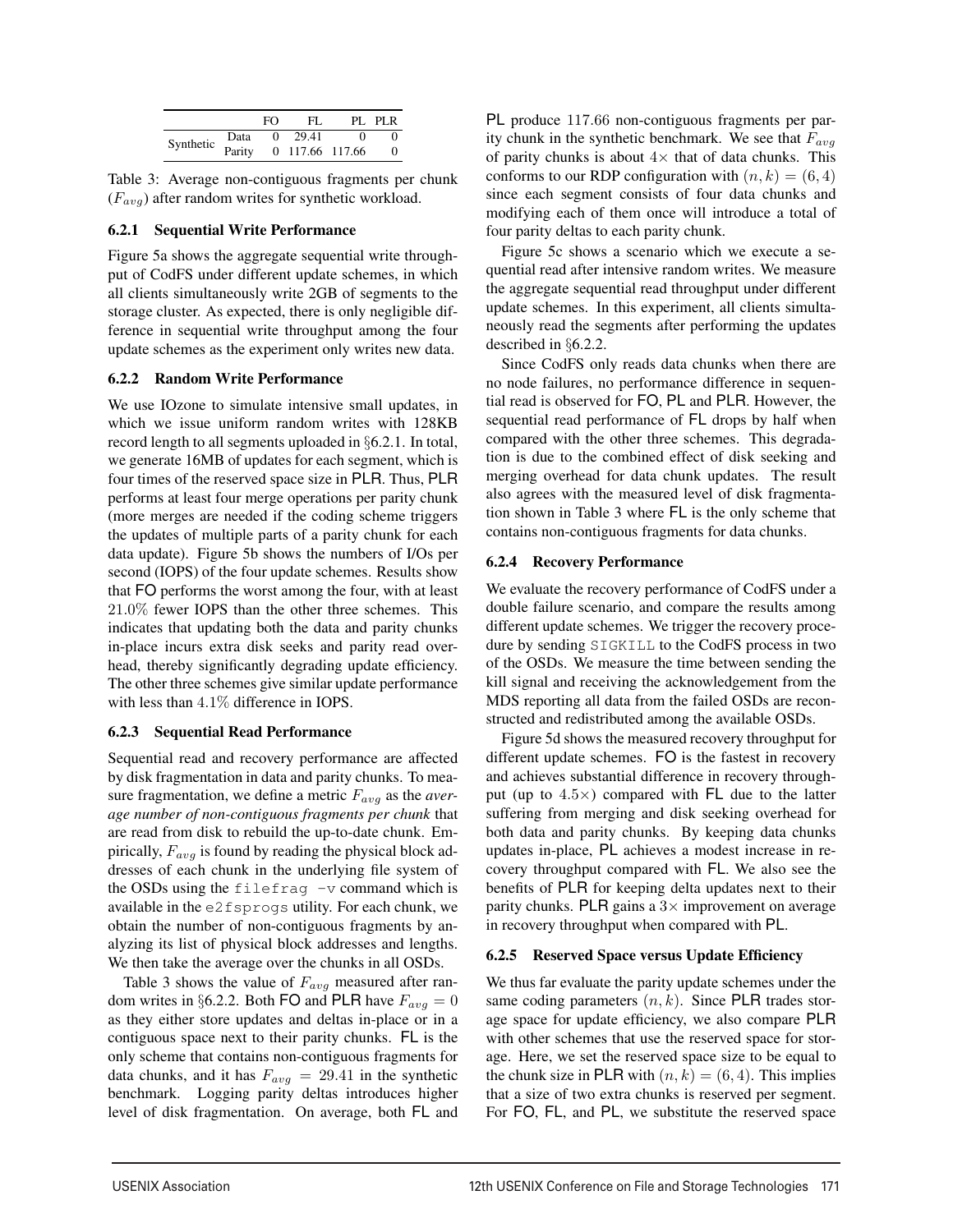| | | FO | FL | PL | PLR |
|---|---|---|---|---|---|
| Synthetic | Data | 0 | 29.41 | 0 | 0 |
| | Parity | 0 | 117.66 | 117.66 | 0 |

Table 3: Average non-contiguous fragments per chunk ($F_{avg}$) after random writes for synthetic workload.

#### 6.2.1 Sequential Write Performance

Figure 5a shows the aggregate sequential write throughput of CodFS under different update schemes, in which all clients simultaneously write 2GB of segments to the storage cluster. As expected, there is only negligible difference in sequential write throughput among the four update schemes as the experiment only writes new data.

#### 6.2.2 Random Write Performance

We use IOzone to simulate intensive small updates, in which we issue uniform random writes with 128KB record length to all segments uploaded in §6.2.1. In total, we generate 16MB of updates for each segment, which is four times of the reserved space size in PLR. Thus, PLR performs at least four merge operations per parity chunk (more merges are needed if the coding scheme triggers the updates of multiple parts of a parity chunk for each data update). Figure 5b shows the numbers of I/Os per second (IOPS) of the four update schemes. Results show that FO performs the worst among the four, with at least $21.0\%$ fewer IOPS than the other three schemes. This indicates that updating both the data and parity chunks in-place incurs extra disk seeks and parity read overhead, thereby significantly degrading update efficiency. The other three schemes give similar update performance with less than $4.1\%$ difference in IOPS.

#### 6.2.3 Sequential Read Performance

Sequential read and recovery performance are affected by disk fragmentation in data and parity chunks. To measure fragmentation, we define a metric $F_{avg}$ as the *average number of non-contiguous fragments per chunk* that are read from disk to rebuild the up-to-date chunk. Empirically, $F_{avg}$ is found by reading the physical block addresses of each chunk in the underlying file system of the OSDs using the `filefrag -v` command which is available in the `e2fsprogs` utility. For each chunk, we obtain the number of non-contiguous fragments by analyzing its list of physical block addresses and lengths. We then take the average over the chunks in all OSDs.

Table 3 shows the value of $F_{avg}$ measured after random writes in §6.2.2. Both FO and PLR have $F_{avg} = 0$ as they either store updates and deltas in-place or in a contiguous space next to their parity chunks. FL is the only scheme that contains non-contiguous fragments for data chunks, and it has $F_{avg} = 29.41$ in the synthetic benchmark. Logging parity deltas introduces higher level of disk fragmentation. On average, both FL and PL produce $117.66$ non-contiguous fragments per parity chunk in the synthetic benchmark. We see that $F_{avg}$ of parity chunks is about $4\times$ that of data chunks. This conforms to our RDP configuration with $(n, k) = (6, 4)$ since each segment consists of four data chunks and modifying each of them once will introduce a total of four parity deltas to each parity chunk.

Figure 5c shows a scenario which we execute a sequential read after intensive random writes. We measure the aggregate sequential read throughput under different update schemes. In this experiment, all clients simultaneously read the segments after performing the updates described in §6.2.2.

Since CodFS only reads data chunks when there are no node failures, no performance difference in sequential read is observed for FO, PL and PLR. However, the sequential read performance of FL drops by half when compared with the other three schemes. This degradation is due to the combined effect of disk seeking and merging overhead for data chunk updates. The result also agrees with the measured level of disk fragmentation shown in Table 3 where FL is the only scheme that contains non-contiguous fragments for data chunks.

#### 6.2.4 Recovery Performance

We evaluate the recovery performance of CodFS under a double failure scenario, and compare the results among different update schemes. We trigger the recovery procedure by sending `SIGKILL` to the CodFS process in two of the OSDs. We measure the time between sending the kill signal and receiving the acknowledgement from the MDS reporting all data from the failed OSDs are reconstructed and redistributed among the available OSDs.

Figure 5d shows the measured recovery throughput for different update schemes. FO is the fastest in recovery and achieves substantial difference in recovery throughput (up to $4.5\times$) compared with FL due to the latter suffering from merging and disk seeking overhead for both data and parity chunks. By keeping data chunks updates in-place, PL achieves a modest increase in recovery throughput compared with FL. We also see the benefits of PLR for keeping delta updates next to their parity chunks. PLR gains a $3\times$ improvement on average in recovery throughput when compared with PL.

#### 6.2.5 Reserved Space versus Update Efficiency

We thus far evaluate the parity update schemes under the same coding parameters $(n, k)$. Since PLR trades storage space for update efficiency, we also compare PLR with other schemes that use the reserved space for storage. Here, we set the reserved space size to be equal to the chunk size in PLR with $(n, k) = (6, 4)$. This implies that a size of two extra chunks is reserved per segment. For FO, FL, and PL, we substitute the reserved space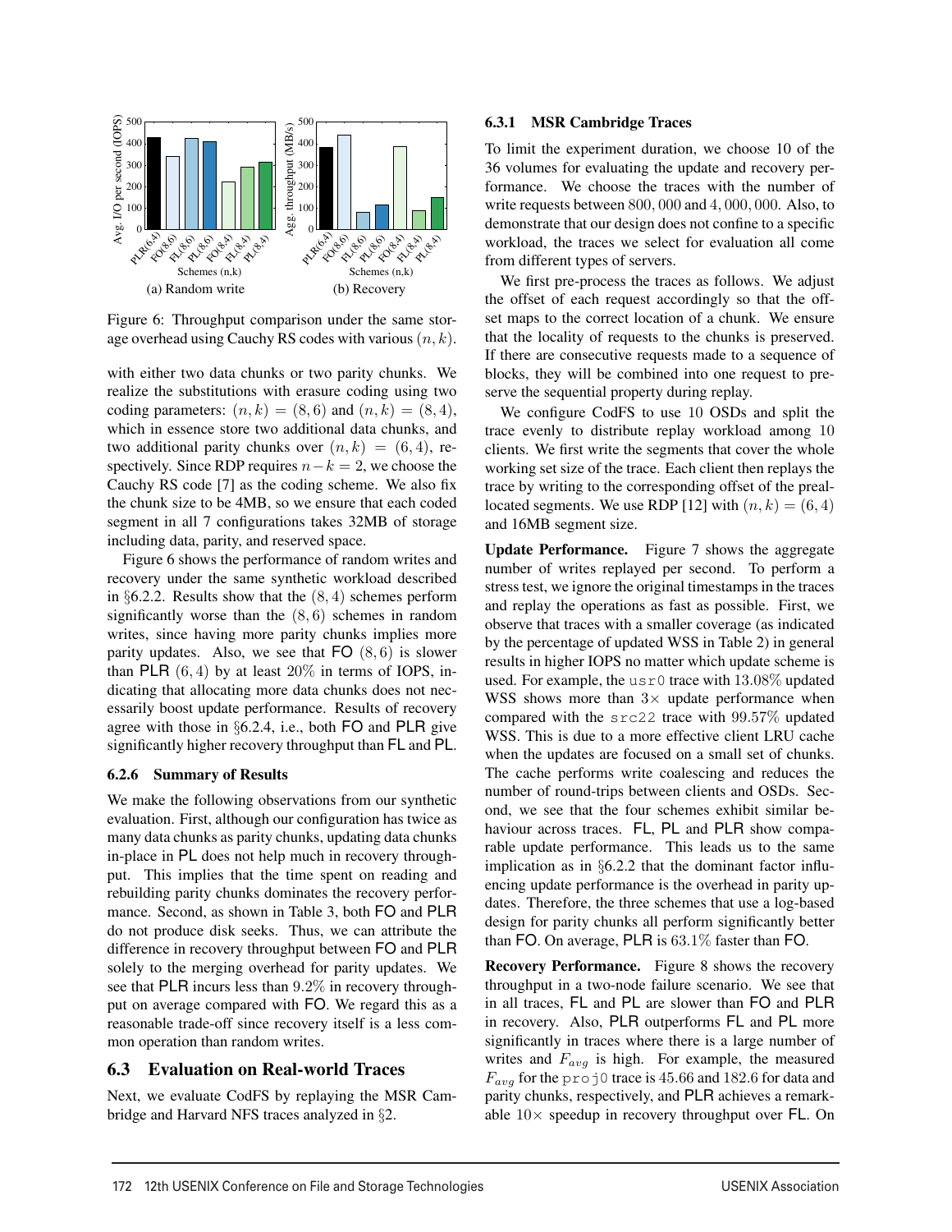Figure 6: Throughput comparison under the same storage overhead using Cauchy RS codes with various $(n, k)$.

with either two data chunks or two parity chunks. We realize the substitutions with erasure coding using two coding parameters: $(n, k) = (8, 6)$ and $(n, k) = (8, 4)$, which in essence store two additional data chunks, and two additional parity chunks over $(n, k) = (6, 4)$, respectively. Since RDP requires $n - k = 2$, we choose the Cauchy RS code [7] as the coding scheme. We also fix the chunk size to be 4MB, so we ensure that each coded segment in all 7 configurations takes 32MB of storage including data, parity, and reserved space.

Figure 6 shows the performance of random writes and recovery under the same synthetic workload described in §6.2.2. Results show that the $(8, 4)$ schemes perform significantly worse than the $(8, 6)$ schemes in random writes, since having more parity chunks implies more parity updates. Also, we see that FO $(8, 6)$ is slower than PLR $(6, 4)$ by at least 20% in terms of IOPS, indicating that allocating more data chunks does not necessarily boost update performance. Results of recovery agree with those in §6.2.4, i.e., both FO and PLR give significantly higher recovery throughput than FL and PL.

#### 6.2.6 Summary of Results

We make the following observations from our synthetic evaluation. First, although our configuration has twice as many data chunks as parity chunks, updating data chunks in-place in PL does not help much in recovery throughput. This implies that the time spent on reading and rebuilding parity chunks dominates the recovery performance. Second, as shown in Table 3, both FO and PLR do not produce disk seeks. Thus, we can attribute the difference in recovery throughput between FO and PLR solely to the merging overhead for parity updates. We see that PLR incurs less than 9.2% in recovery throughput on average compared with FO. We regard this as a reasonable trade-off since recovery itself is a less common operation than random writes.

### 6.3 Evaluation on Real-world Traces

Next, we evaluate CodFS by replaying the MSR Cambridge and Harvard NFS traces analyzed in §2.

#### 6.3.1 MSR Cambridge Traces

To limit the experiment duration, we choose 10 of the 36 volumes for evaluating the update and recovery performance. We choose the traces with the number of write requests between 800,000 and 4,000,000. Also, to demonstrate that our design does not confine to a specific workload, the traces we select for evaluation all come from different types of servers.

We first pre-process the traces as follows. We adjust the offset of each request accordingly so that the offset maps to the correct location of a chunk. We ensure that the locality of requests to the chunks is preserved. If there are consecutive requests made to a sequence of blocks, they will be combined into one request to preserve the sequential property during replay.

We configure CodFS to use 10 OSDs and split the trace evenly to distribute replay workload among 10 clients. We first write the segments that cover the whole working set size of the trace. Each client then replays the trace by writing to the corresponding offset of the preallocated segments. We use RDP [12] with $(n, k) = (6, 4)$ and 16MB segment size.

**Update Performance.** Figure 7 shows the aggregate number of writes replayed per second. To perform a stress test, we ignore the original timestamps in the traces and replay the operations as fast as possible. First, we observe that traces with a smaller coverage (as indicated by the percentage of updated WSS in Table 2) in general results in higher IOPS no matter which update scheme is used. For example, the `usr0` trace with 13.08% updated WSS shows more than 3× update performance when compared with the `src22` trace with 99.57% updated WSS. This is due to a more effective client LRU cache when the updates are focused on a small set of chunks. The cache performs write coalescing and reduces the number of round-trips between clients and OSDs. Second, we see that the four schemes exhibit similar behaviour across traces. FL, PL and PLR show comparable update performance. This leads us to the same implication as in §6.2.2 that the dominant factor influencing update performance is the overhead in parity updates. Therefore, the three schemes that use a log-based design for parity chunks all perform significantly better than FO. On average, PLR is 63.1% faster than FO.

**Recovery Performance.** Figure 8 shows the recovery throughput in a two-node failure scenario. We see that in all traces, FL and PL are slower than FO and PLR in recovery. Also, PLR outperforms FL and PL more significantly in traces where there is a large number of writes and $F_{avg}$ is high. For example, the measured $F_{avg}$ for the `proj0` trace is 45.66 and 182.6 for data and parity chunks, respectively, and PLR achieves a remarkable 10× speedup in recovery throughput over FL. On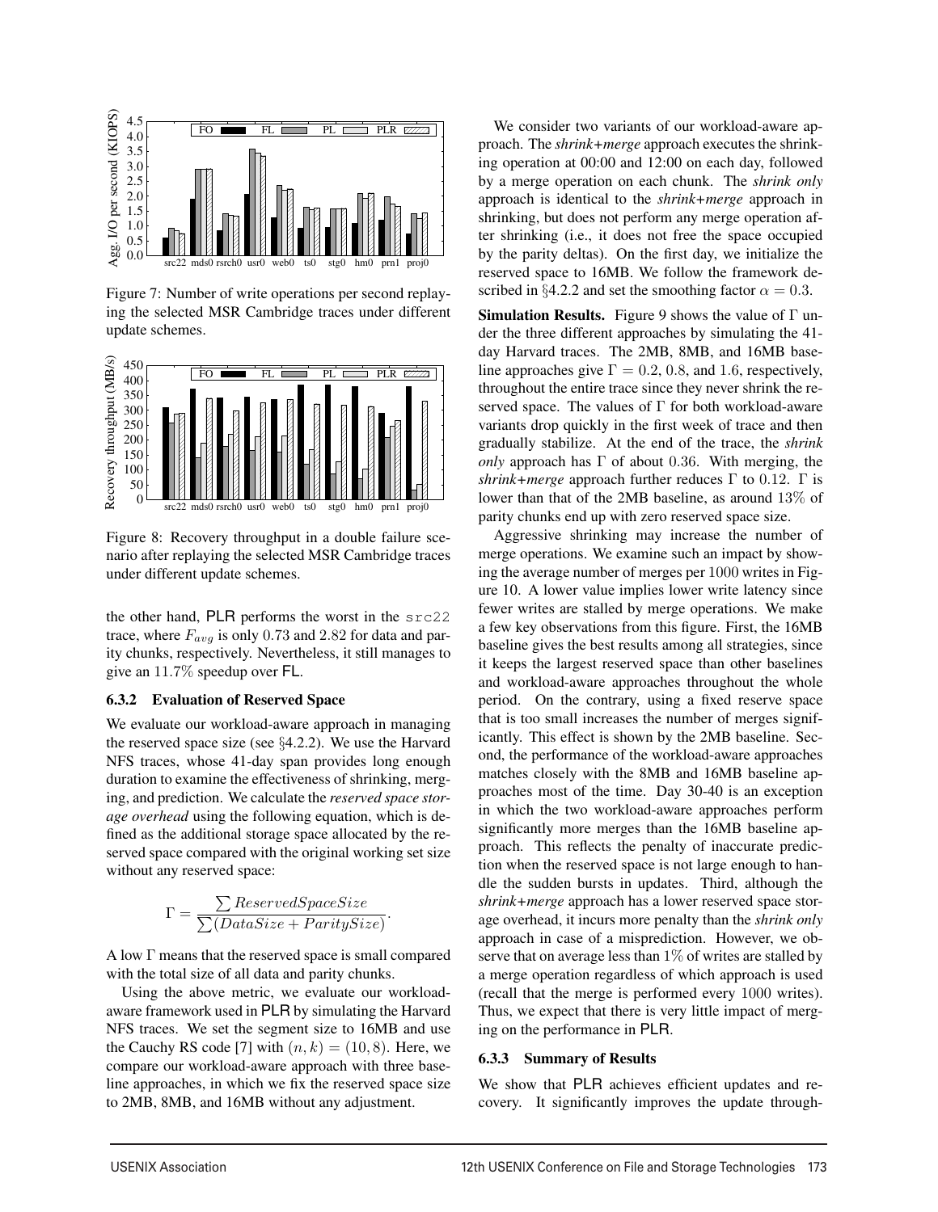Figure 7: Number of write operations per second replaying the selected MSR Cambridge traces under different update schemes.

Figure 8: Recovery throughput in a double failure scenario after replaying the selected MSR Cambridge traces under different update schemes.

the other hand, PLR performs the worst in the src22 trace, where $F_{avg}$ is only 0.73 and 2.82 for data and parity chunks, respectively. Nevertheless, it still manages to give an 11.7% speedup over FL.

### 6.3.2 Evaluation of Reserved Space

We evaluate our workload-aware approach in managing the reserved space size (see §4.2.2). We use the Harvard NFS traces, whose 41-day span provides long enough duration to examine the effectiveness of shrinking, merging, and prediction. We calculate the *reserved space storage overhead* using the following equation, which is defined as the additional storage space allocated by the reserved space compared with the original working set size without any reserved space:

$$\Gamma = \frac{\sum ReservedSpaceSize}{\sum (DataSize + ParitySize)}.$$

A low $\Gamma$ means that the reserved space is small compared with the total size of all data and parity chunks.

Using the above metric, we evaluate our workload-aware framework used in PLR by simulating the Harvard NFS traces. We set the segment size to 16MB and use the Cauchy RS code [7] with $(n, k) = (10, 8)$. Here, we compare our workload-aware approach with three baseline approaches, in which we fix the reserved space size to 2MB, 8MB, and 16MB without any adjustment.

We consider two variants of our workload-aware approach. The *shrink+merge* approach executes the shrinking operation at 00:00 and 12:00 on each day, followed by a merge operation on each chunk. The *shrink only* approach is identical to the *shrink+merge* approach in shrinking, but does not perform any merge operation after shrinking (i.e., it does not free the space occupied by the parity deltas). On the first day, we initialize the reserved space to 16MB. We follow the framework described in §4.2.2 and set the smoothing factor $\alpha = 0.3$.

**Simulation Results.** Figure 9 shows the value of $\Gamma$ under the three different approaches by simulating the 41-day Harvard traces. The 2MB, 8MB, and 16MB baseline approaches give $\Gamma = 0.2$, 0.8, and 1.6, respectively, throughout the entire trace since they never shrink the reserved space. The values of $\Gamma$ for both workload-aware variants drop quickly in the first week of trace and then gradually stabilize. At the end of the trace, the *shrink only* approach has $\Gamma$ of about 0.36. With merging, the *shrink+merge* approach further reduces $\Gamma$ to 0.12. $\Gamma$ is lower than that of the 2MB baseline, as around 13% of parity chunks end up with zero reserved space size.

Aggressive shrinking may increase the number of merge operations. We examine such an impact by showing the average number of merges per 1000 writes in Figure 10. A lower value implies lower write latency since fewer writes are stalled by merge operations. We make a few key observations from this figure. First, the 16MB baseline gives the best results among all strategies, since it keeps the largest reserved space than other baselines and workload-aware approaches throughout the whole period. On the contrary, using a fixed reserve space that is too small increases the number of merges significantly. This effect is shown by the 2MB baseline. Second, the performance of the workload-aware approaches matches closely with the 8MB and 16MB baseline approaches most of the time. Day 30-40 is an exception in which the two workload-aware approaches perform significantly more merges than the 16MB baseline approach. This reflects the penalty of inaccurate prediction when the reserved space is not large enough to handle the sudden bursts in updates. Third, although the *shrink+merge* approach has a lower reserved space storage overhead, it incurs more penalty than the *shrink only* approach in case of a misprediction. However, we observe that on average less than 1% of writes are stalled by a merge operation regardless of which approach is used (recall that the merge is performed every 1000 writes). Thus, we expect that there is very little impact of merging on the performance in PLR.

### 6.3.3 Summary of Results

We show that PLR achieves efficient updates and recovery. It significantly improves the update through-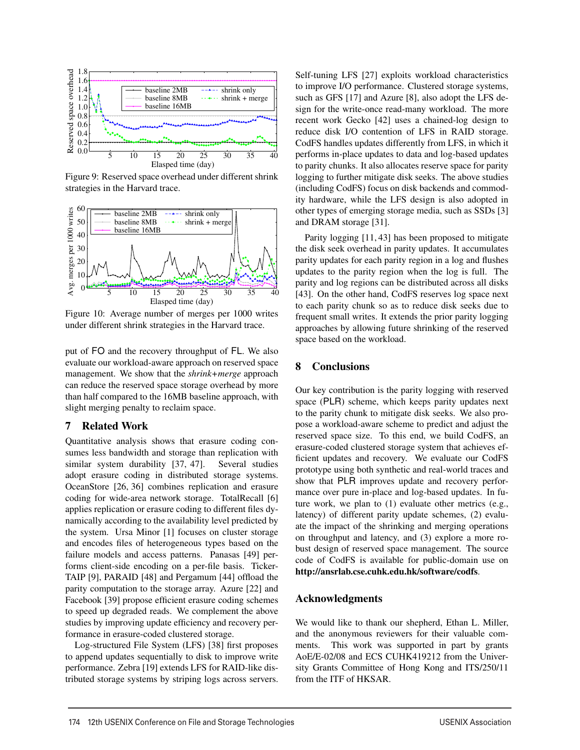Figure 9: Reserved space overhead under different shrink strategies in the Harvard trace.

Figure 10: Average number of merges per 1000 writes under different shrink strategies in the Harvard trace.

put of FO and the recovery throughput of FL. We also evaluate our workload-aware approach on reserved space management. We show that the *shrink+merge* approach can reduce the reserved space storage overhead by more than half compared to the 16MB baseline approach, with slight merging penalty to reclaim space.

## 7 Related Work

Quantitative analysis shows that erasure coding consumes less bandwidth and storage than replication with similar system durability [37, 47]. Several studies adopt erasure coding in distributed storage systems. OceanStore [26, 36] combines replication and erasure coding for wide-area network storage. TotalRecall [6] applies replication or erasure coding to different files dynamically according to the availability level predicted by the system. Ursa Minor [1] focuses on cluster storage and encodes files of heterogeneous types based on the failure models and access patterns. Panasas [49] performs client-side encoding on a per-file basis. TickerTAIP [9], PARAID [48] and Pergamum [44] offload the parity computation to the storage array. Azure [22] and Facebook [39] propose efficient erasure coding schemes to speed up degraded reads. We complement the above studies by improving update efficiency and recovery performance in erasure-coded clustered storage.

Log-structured File System (LFS) [38] first proposes to append updates sequentially to disk to improve write performance. Zebra [19] extends LFS for RAID-like distributed storage systems by striping logs across servers. Self-tuning LFS [27] exploits workload characteristics to improve I/O performance. Clustered storage systems, such as GFS [17] and Azure [8], also adopt the LFS design for the write-once read-many workload. The more recent work Gecko [42] uses a chained-log design to reduce disk I/O contention of LFS in RAID storage. CodFS handles updates differently from LFS, in which it performs in-place updates to data and log-based updates to parity chunks. It also allocates reserve space for parity logging to further mitigate disk seeks. The above studies (including CodFS) focus on disk backends and commodity hardware, while the LFS design is also adopted in other types of emerging storage media, such as SSDs [3] and DRAM storage [31].

Parity logging [11, 43] has been proposed to mitigate the disk seek overhead in parity updates. It accumulates parity updates for each parity region in a log and flushes updates to the parity region when the log is full. The parity and log regions can be distributed across all disks [43]. On the other hand, CodFS reserves log space next to each parity chunk so as to reduce disk seeks due to frequent small writes. It extends the prior parity logging approaches by allowing future shrinking of the reserved space based on the workload.

## 8 Conclusions

Our key contribution is the parity logging with reserved space (PLR) scheme, which keeps parity updates next to the parity chunk to mitigate disk seeks. We also propose a workload-aware scheme to predict and adjust the reserved space size. To this end, we build CodFS, an erasure-coded clustered storage system that achieves efficient updates and recovery. We evaluate our CodFS prototype using both synthetic and real-world traces and show that PLR improves update and recovery performance over pure in-place and log-based updates. In future work, we plan to (1) evaluate other metrics (e.g., latency) of different parity update schemes, (2) evaluate the impact of the shrinking and merging operations on throughput and latency, and (3) explore a more robust design of reserved space management. The source code of CodFS is available for public-domain use on **http://ansrlab.cse.cuhk.edu.hk/software/codfs**.

## Acknowledgments

We would like to thank our shepherd, Ethan L. Miller, and the anonymous reviewers for their valuable comments. This work was supported in part by grants AoE/E-02/08 and ECS CUHK419212 from the University Grants Committee of Hong Kong and ITS/250/11 from the ITF of HKSAR.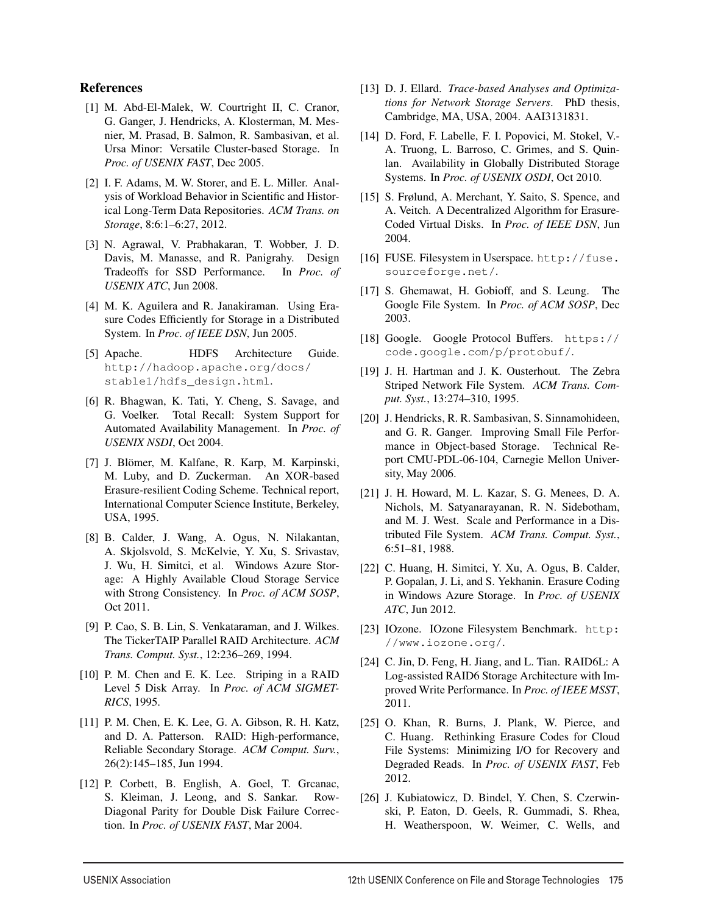## References

[1] M. Abd-El-Malek, W. Courtright II, C. Cranor, G. Ganger, J. Hendricks, A. Klosterman, M. Mesnier, M. Prasad, B. Salmon, R. Sambasivan, et al. Ursa Minor: Versatile Cluster-based Storage. In *Proc. of USENIX FAST*, Dec 2005.

[2] I. F. Adams, M. W. Storer, and E. L. Miller. Analysis of Workload Behavior in Scientific and Historical Long-Term Data Repositories. *ACM Trans. on Storage*, 8:6:1–6:27, 2012.

[3] N. Agrawal, V. Prabhakaran, T. Wobber, J. D. Davis, M. Manasse, and R. Panigrahy. Design Tradeoffs for SSD Performance. In *Proc. of USENIX ATC*, Jun 2008.

[4] M. K. Aguilera and R. Janakiraman. Using Erasure Codes Efficiently for Storage in a Distributed System. In *Proc. of IEEE DSN*, Jun 2005.

[5] Apache. HDFS Architecture Guide. http://hadoop.apache.org/docs/stable1/hdfs_design.html.

[6] R. Bhagwan, K. Tati, Y. Cheng, S. Savage, and G. Voelker. Total Recall: System Support for Automated Availability Management. In *Proc. of USENIX NSDI*, Oct 2004.

[7] J. Blömer, M. Kalfane, R. Karp, M. Karpinski, M. Luby, and D. Zuckerman. An XOR-based Erasure-resilient Coding Scheme. Technical report, International Computer Science Institute, Berkeley, USA, 1995.

[8] B. Calder, J. Wang, A. Ogus, N. Nilakantan, A. Skjolsvold, S. McKelvie, Y. Xu, S. Srivastav, J. Wu, H. Simitci, et al. Windows Azure Storage: A Highly Available Cloud Storage Service with Strong Consistency. In *Proc. of ACM SOSP*, Oct 2011.

[9] P. Cao, S. B. Lin, S. Venkataraman, and J. Wilkes. The TickerTAIP Parallel RAID Architecture. *ACM Trans. Comput. Syst.*, 12:236–269, 1994.

[10] P. M. Chen and E. K. Lee. Striping in a RAID Level 5 Disk Array. In *Proc. of ACM SIGMETRICS*, 1995.

[11] P. M. Chen, E. K. Lee, G. A. Gibson, R. H. Katz, and D. A. Patterson. RAID: High-performance, Reliable Secondary Storage. *ACM Comput. Surv.*, 26(2):145–185, Jun 1994.

[12] P. Corbett, B. English, A. Goel, T. Grcanac, S. Kleiman, J. Leong, and S. Sankar. Row-Diagonal Parity for Double Disk Failure Correction. In *Proc. of USENIX FAST*, Mar 2004.

[13] D. J. Ellard. *Trace-based Analyses and Optimizations for Network Storage Servers*. PhD thesis, Cambridge, MA, USA, 2004. AAI3131831.

[14] D. Ford, F. Labelle, F. I. Popovici, M. Stokel, V.-A. Truong, L. Barroso, C. Grimes, and S. Quinlan. Availability in Globally Distributed Storage Systems. In *Proc. of USENIX OSDI*, Oct 2010.

[15] S. Frølund, A. Merchant, Y. Saito, S. Spence, and A. Veitch. A Decentralized Algorithm for Erasure-Coded Virtual Disks. In *Proc. of IEEE DSN*, Jun 2004.

[16] FUSE. Filesystem in Userspace. http://fuse.sourceforge.net/.

[17] S. Ghemawat, H. Gobioff, and S. Leung. The Google File System. In *Proc. of ACM SOSP*, Dec 2003.

[18] Google. Google Protocol Buffers. https://code.google.com/p/protobuf/.

[19] J. H. Hartman and J. K. Ousterhout. The Zebra Striped Network File System. *ACM Trans. Comput. Syst.*, 13:274–310, 1995.

[20] J. Hendricks, R. R. Sambasivan, S. Sinnamohideen, and G. R. Ganger. Improving Small File Performance in Object-based Storage. Technical Report CMU-PDL-06-104, Carnegie Mellon University, May 2006.

[21] J. H. Howard, M. L. Kazar, S. G. Menees, D. A. Nichols, M. Satyanarayanan, R. N. Sidebotham, and M. J. West. Scale and Performance in a Distributed File System. *ACM Trans. Comput. Syst.*, 6:51–81, 1988.

[22] C. Huang, H. Simitci, Y. Xu, A. Ogus, B. Calder, P. Gopalan, J. Li, and S. Yekhanin. Erasure Coding in Windows Azure Storage. In *Proc. of USENIX ATC*, Jun 2012.

[23] IOzone. IOzone Filesystem Benchmark. http://www.iozone.org/.

[24] C. Jin, D. Feng, H. Jiang, and L. Tian. RAID6L: A Log-assisted RAID6 Storage Architecture with Improved Write Performance. In *Proc. of IEEE MSST*, 2011.

[25] O. Khan, R. Burns, J. Plank, W. Pierce, and C. Huang. Rethinking Erasure Codes for Cloud File Systems: Minimizing I/O for Recovery and Degraded Reads. In *Proc. of USENIX FAST*, Feb 2012.

[26] J. Kubiatowicz, D. Bindel, Y. Chen, S. Czerwinski, P. Eaton, D. Geels, R. Gummadi, S. Rhea, H. Weatherspoon, W. Weimer, C. Wells, and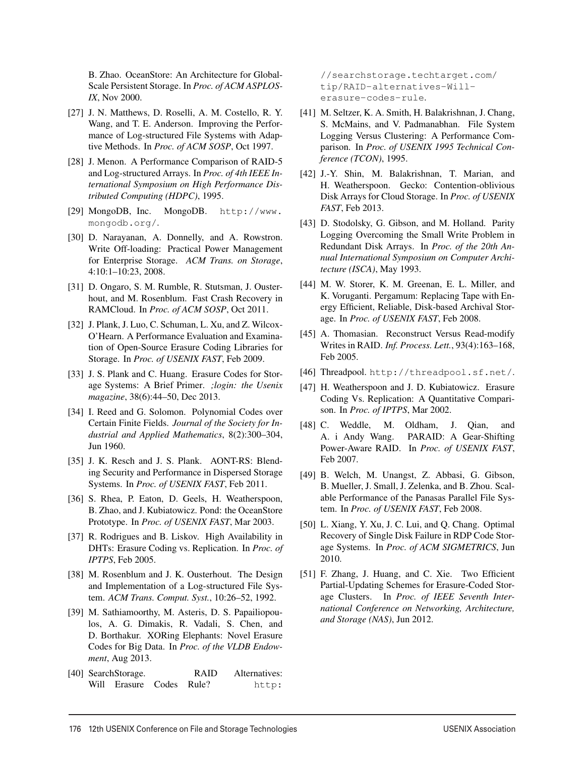B. Zhao. OceanStore: An Architecture for Global-Scale Persistent Storage. In *Proc. of ACM ASPLOS-IX*, Nov 2000.

[27] J. N. Matthews, D. Roselli, A. M. Costello, R. Y. Wang, and T. E. Anderson. Improving the Performance of Log-structured File Systems with Adaptive Methods. In *Proc. of ACM SOSP*, Oct 1997.

[28] J. Menon. A Performance Comparison of RAID-5 and Log-structured Arrays. In *Proc. of 4th IEEE International Symposium on High Performance Distributed Computing (HDPC)*, 1995.

[29] MongoDB, Inc. MongoDB. `http://www.mongodb.org/`.

[30] D. Narayanan, A. Donnelly, and A. Rowstron. Write Off-loading: Practical Power Management for Enterprise Storage. *ACM Trans. on Storage*, 4:10:1–10:23, 2008.

[31] D. Ongaro, S. M. Rumble, R. Stutsman, J. Ousterhout, and M. Rosenblum. Fast Crash Recovery in RAMCloud. In *Proc. of ACM SOSP*, Oct 2011.

[32] J. Plank, J. Luo, C. Schuman, L. Xu, and Z. Wilcox-O'Hearn. A Performance Evaluation and Examination of Open-Source Erasure Coding Libraries for Storage. In *Proc. of USENIX FAST*, Feb 2009.

[33] J. S. Plank and C. Huang. Erasure Codes for Storage Systems: A Brief Primer. *;login: the Usenix magazine*, 38(6):44–50, Dec 2013.

[34] I. Reed and G. Solomon. Polynomial Codes over Certain Finite Fields. *Journal of the Society for Industrial and Applied Mathematics*, 8(2):300–304, Jun 1960.

[35] J. K. Resch and J. S. Plank. AONT-RS: Blending Security and Performance in Dispersed Storage Systems. In *Proc. of USENIX FAST*, Feb 2011.

[36] S. Rhea, P. Eaton, D. Geels, H. Weatherspoon, B. Zhao, and J. Kubiatowicz. Pond: the OceanStore Prototype. In *Proc. of USENIX FAST*, Mar 2003.

[37] R. Rodrigues and B. Liskov. High Availability in DHTs: Erasure Coding vs. Replication. In *Proc. of IPTPS*, Feb 2005.

[38] M. Rosenblum and J. K. Ousterhout. The Design and Implementation of a Log-structured File System. *ACM Trans. Comput. Syst.*, 10:26–52, 1992.

[39] M. Sathiamoorthy, M. Asteris, D. S. Papailiopoulos, A. G. Dimakis, R. Vadali, S. Chen, and D. Borthakur. XORing Elephants: Novel Erasure Codes for Big Data. In *Proc. of the VLDB Endowment*, Aug 2013.

[40] SearchStorage. RAID Alternatives: Will Erasure Codes Rule? `http://searchstorage.techtarget.com/tip/RAID-alternatives-Will-erasure-codes-rule`.

[41] M. Seltzer, K. A. Smith, H. Balakrishnan, J. Chang, S. McMains, and V. Padmanabhan. File System Logging Versus Clustering: A Performance Comparison. In *Proc. of USENIX 1995 Technical Conference (TCON)*, 1995.

[42] J.-Y. Shin, M. Balakrishnan, T. Marian, and H. Weatherspoon. Gecko: Contention-oblivious Disk Arrays for Cloud Storage. In *Proc. of USENIX FAST*, Feb 2013.

[43] D. Stodolsky, G. Gibson, and M. Holland. Parity Logging Overcoming the Small Write Problem in Redundant Disk Arrays. In *Proc. of the 20th Annual International Symposium on Computer Architecture (ISCA)*, May 1993.

[44] M. W. Storer, K. M. Greenan, E. L. Miller, and K. Voruganti. Pergamum: Replacing Tape with Energy Efficient, Reliable, Disk-based Archival Storage. In *Proc. of USENIX FAST*, Feb 2008.

[45] A. Thomasian. Reconstruct Versus Read-modify Writes in RAID. *Inf. Process. Lett.*, 93(4):163–168, Feb 2005.

[46] Threadpool. `http://threadpool.sf.net/`.

[47] H. Weatherspoon and J. D. Kubiatowicz. Erasure Coding Vs. Replication: A Quantitative Comparison. In *Proc. of IPTPS*, Mar 2002.

[48] C. Weddle, M. Oldham, J. Qian, and A. i Andy Wang. PARAID: A Gear-Shifting Power-Aware RAID. In *Proc. of USENIX FAST*, Feb 2007.

[49] B. Welch, M. Unangst, Z. Abbasi, G. Gibson, B. Mueller, J. Small, J. Zelenka, and B. Zhou. Scalable Performance of the Panasas Parallel File System. In *Proc. of USENIX FAST*, Feb 2008.

[50] L. Xiang, Y. Xu, J. C. Lui, and Q. Chang. Optimal Recovery of Single Disk Failure in RDP Code Storage Systems. In *Proc. of ACM SIGMETRICS*, Jun 2010.

[51] F. Zhang, J. Huang, and C. Xie. Two Efficient Partial-Updating Schemes for Erasure-Coded Storage Clusters. In *Proc. of IEEE Seventh International Conference on Networking, Architecture, and Storage (NAS)*, Jun 2012.